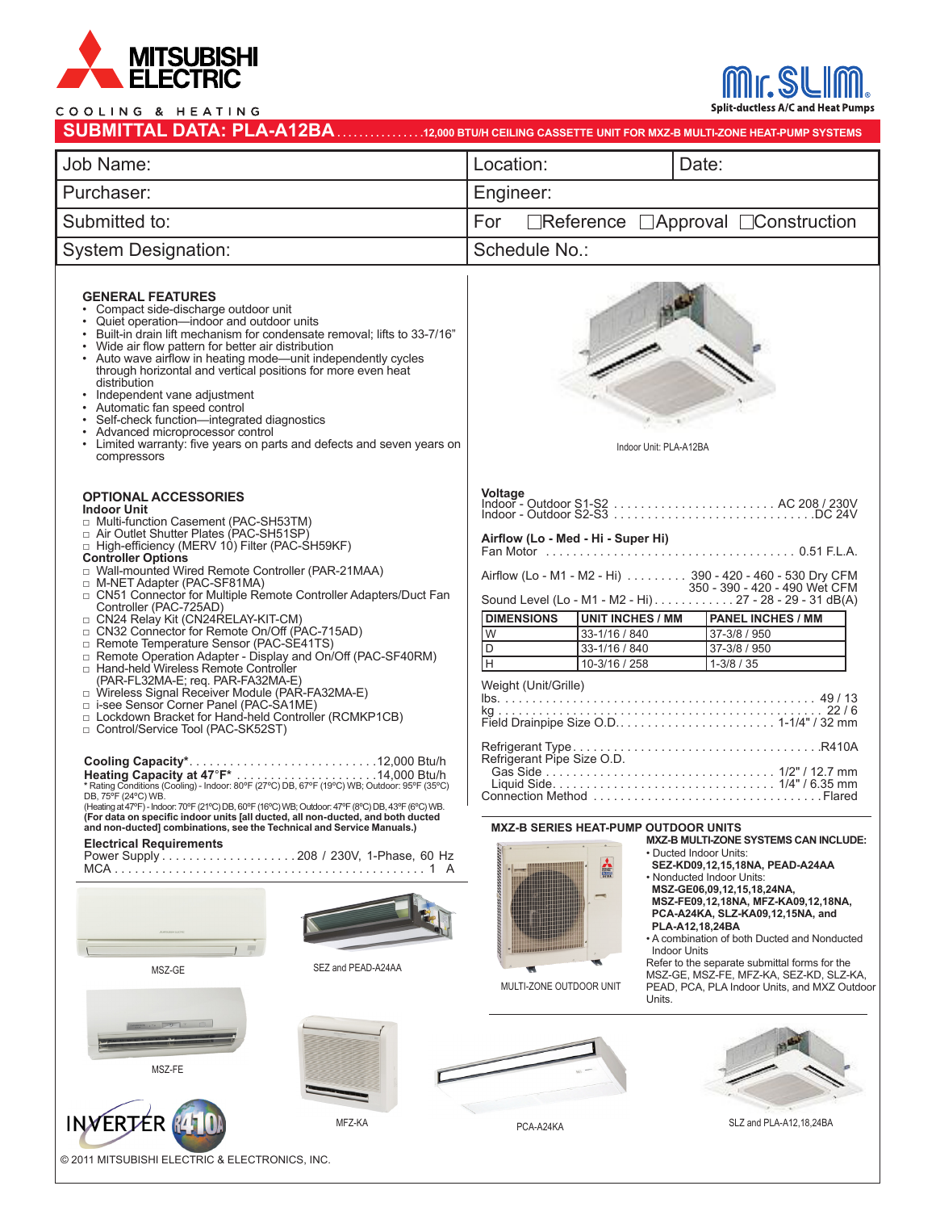MITSUBISHI ELECTRIC

COOLING & HEATING

Mr. SLIM
Split-ductless A/C and Heat Pumps

# SUBMITTAL DATA: PLA-A12BA ................12,000 BTU/H CEILING CASSETTE UNIT FOR MXZ-B MULTI-ZONE HEAT-PUMP SYSTEMS

| Job Name: | Location: | Date: |
|---|---|---|
| Purchaser: | Engineer: | |
| Submitted to: | For ☐Reference ☐Approval ☐Construction | |
| System Designation: | Schedule No.: | |

## GENERAL FEATURES

- Compact side-discharge outdoor unit
- Quiet operation—indoor and outdoor units
- Built-in drain lift mechanism for condensate removal; lifts to 33-7/16"
- Wide air flow pattern for better air distribution
- Auto wave airflow in heating mode—unit independently cycles through horizontal and vertical positions for more even heat distribution
- Independent vane adjustment
- Automatic fan speed control
- Self-check function—integrated diagnostics
- Advanced microprocessor control
- Limited warranty: five years on parts and defects and seven years on compressors

Indoor Unit: PLA-A12BA

## OPTIONAL ACCESSORIES

**Indoor Unit**

- ☐ Multi-function Casement (PAC-SH53TM)
- ☐ Air Outlet Shutter Plates (PAC-SH51SP)
- ☐ High-efficiency (MERV 10) Filter (PAC-SH59KF)

**Controller Options**

- ☐ Wall-mounted Wired Remote Controller (PAR-21MAA)
- ☐ M-NET Adapter (PAC-SF81MA)
- ☐ CN51 Connector for Multiple Remote Controller Adapters/Duct Fan Controller (PAC-725AD)
- ☐ CN24 Relay Kit (CN24RELAY-KIT-CM)
- ☐ CN32 Connector for Remote On/Off (PAC-715AD)
- ☐ Remote Temperature Sensor (PAC-SE41TS)
- ☐ Remote Operation Adapter - Display and On/Off (PAC-SF40RM)
- ☐ Hand-held Wireless Remote Controller (PAR-FL32MA-E; req. PAR-FA32MA-E)
- ☐ Wireless Signal Receiver Module (PAR-FA32MA-E)
- ☐ i-see Sensor Corner Panel (PAC-SA1ME)
- ☐ Lockdown Bracket for Hand-held Controller (RCMKP1CB)
- ☐ Control/Service Tool (PAC-SK52ST)

**Cooling Capacity*** ............................12,000 Btu/h
**Heating Capacity at 47°F*** ......................14,000 Btu/h

* Rating Conditions (Cooling) - Indoor: 80°F (27°C) DB, 67°F (19°C) WB; Outdoor: 95°F (35°C) DB, 75°F (24°C) WB.
(Heating at 47°F) - Indoor: 70°F (21°C) DB, 60°F (16°C) WB; Outdoor: 47°F (8°C) DB, 43°F (6°C) WB.
**(For data on specific indoor units [all ducted, all non-ducted, and both ducted and non-ducted] combinations, see the Technical and Service Manuals.)**

**Electrical Requirements**
Power Supply ....................208 / 230V, 1-Phase, 60 Hz
MCA ............................................... 1 A

**Voltage**
Indoor - Outdoor S1-S2 ........................ AC 208 / 230V
Indoor - Outdoor S2-S3 .............................DC 24V

**Airflow (Lo - Med - Hi - Super Hi)**
Fan Motor ...................................... 0.51 F.L.A.

Airflow (Lo - M1 - M2 - Hi) ......... 390 - 420 - 460 - 530 Dry CFM
350 - 390 - 420 - 490 Wet CFM
Sound Level (Lo - M1 - M2 - Hi)............ 27 - 28 - 29 - 31 dB(A)

| DIMENSIONS | UNIT INCHES / MM | PANEL INCHES / MM |
|---|---|---|
| W | 33-1/16 / 840 | 37-3/8 / 950 |
| D | 33-1/16 / 840 | 37-3/8 / 950 |
| H | 10-3/16 / 258 | 1-3/8 / 35 |

Weight (Unit/Grille)
lbs. ................................................ 49 / 13
kg .................................................. 22 / 6
Field Drainpipe Size O.D........................ 1-1/4" / 32 mm

Refrigerant Type......................................R410A
Refrigerant Pipe Size O.D.
Gas Side ...................................... 1/2" / 12.7 mm
Liquid Side.................................... 1/4" / 6.35 mm
Connection Method ...................................Flared

### MXZ-B SERIES HEAT-PUMP OUTDOOR UNITS

MULTI-ZONE OUTDOOR UNIT

**MXZ-B MULTI-ZONE SYSTEMS CAN INCLUDE:**

- Ducted Indoor Units:
  **SEZ-KD09,12,15,18NA, PEAD-A24AA**
- Nonducted Indoor Units:
  **MSZ-GE06,09,12,15,18,24NA, MSZ-FE09,12,18NA, MFZ-KA09,12,18NA, PCA-A24KA, SLZ-KA09,12,15NA, and PLA-A12,18,24BA**
- A combination of both Ducted and Nonducted Indoor Units

Refer to the separate submittal forms for the MSZ-GE, MSZ-FE, MFZ-KA, SEZ-KD, SLZ-KA, PEAD, PCA, PLA Indoor Units, and MXZ Outdoor Units.

MSZ-GE

SEZ and PEAD-A24AA

MSZ-FE

MFZ-KA

PCA-A24KA

SLZ and PLA-A12,18,24BA

INVERTER R410A

© 2011 MITSUBISHI ELECTRIC & ELECTRONICS, INC.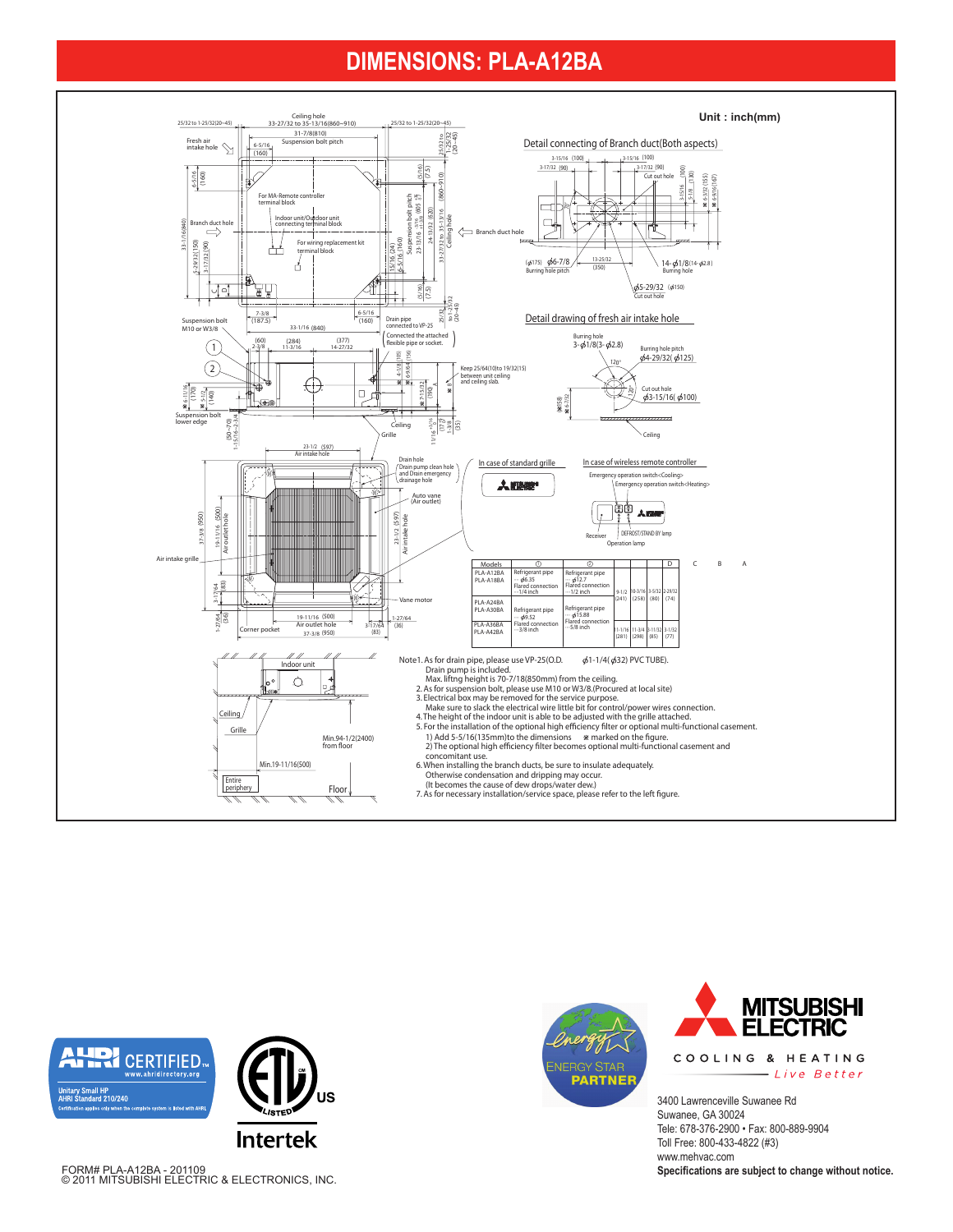# DIMENSIONS: PLA-A12BA

Unit : inch(mm)

Ceiling hole
33-27/32 to 35-13/16(860~910)

25/32 to 1-25/32(20~45)

31-7/8(810)
Suspension bolt pitch

Fresh air intake hole

6-5/16 (160)

For MA-Remote controller terminal block

Indoor unit/Outdoor unit connecting terminal block

Branch duct hole

For wiring replacement kit terminal block

Suspension bolt pitch
23-13/16 (605)

Ceiling hole
33-27/32 to 35-13/16 (860~910)

Suspension bolt M10 or W3/8

7-3/8 (187.5)

33-1/16 (840)

6-5/16 (160)

Drain pipe connected to VP-25

Connected the attached flexible pipe or socket.

Keep 25/64(10)to 19/32(15) between unit ceiling and ceiling slab.

Suspension bolt lower edge

Ceiling

Grille

Detail connecting of Branch duct(Both aspects)

3-15/16 (100) 3-15/16 (100)
3-17/32 (90) 3-17/32 (90)
Cut out hole

Branch duct hole

(φ175) φ6-7/8
Burring hole pitch

13-25/32 (350)

14-φ1/8(14-φ2.8)
Burring hole

φ5-29/32 (φ150)
Cut out hole

Detail drawing of fresh air intake hole

Burring hole
3-φ1/8(3-φ2.8)

Burring hole pitch
φ4-29/32(φ125)

Cut out hole
φ3-15/16(φ100)

Ceiling

23-1/2 (597)
Air intake hole

Drain hole
(Drain pump clean hole and Drain emergency drainage hole)

Auto vane (Air outlet)

Air intake grille

Vane motor

Corner pocket

19-11/16 (500)
Air outlet hole
37-3/8 (950)

In case of standard grille

In case of wireless remote controller

Emergency operation switch<Cooling>
Emergency operation switch<Heating>

Receiver

DEFROST/STAND BY lamp

Operation lamp

| Models | ① | ② | | C | B | A | D |
|---|---|---|---|---|---|---|---|
| PLA-A12BA<br>PLA-A18BA | Refrigerant pipe …φ6.35<br>Flared connection …1/4 inch | Refrigerant pipe …φ12.7<br>Flared connection …1/2 inch | | 9-1/2 (241) | 10-3/16 (258) | 3-5/32 (80) | 2-29/32 (74) |
| PLA-A24BA<br>PLA-A30BA | Refrigerant pipe …φ9.52<br>Flared connection …3/8 inch | Refrigerant pipe …φ15.88<br>Flared connection …5/8 inch | | | | | |
| PLA-A36BA<br>PLA-A42BA | | | | 11-1/16 (281) | 11-3/4 (298) | 3-11/32 (85) | 3-1/32 (77) |

Indoor unit

Ceiling

Grille

Min.94-1/2(2400) from floor

Min.19-11/16(500)

Entire periphery

Floor

Note1. As for drain pipe, please use VP-25(O.D. φ1-1/4(φ32) PVC TUBE).
Drain pump is included.
Max. liftng height is 70-7/18(850mm) from the ceiling.
2. As for suspension bolt, please use M10 or W3/8.(Procured at local site)
3. Electrical box may be removed for the service purpose.
Make sure to slack the electrical wire little bit for control/power wires connection.
4. The height of the indoor unit is able to be adjusted with the grille attached.
5. For the installation of the optional high efficiency filter or optional multi-functional casement.
1) Add 5-5/16(135mm)to the dimensions ※ marked on the figure.
2) The optional high efficiency filter becomes optional multi-functional casement and concomitant use.
6. When installing the branch ducts, be sure to insulate adequately.
Otherwise condensation and dripping may occur.
(It becomes the cause of dew drops/water dew.)
7. As for necessary installation/service space, please refer to the left figure.

AHRI CERTIFIED™ www.ahridirectory.org
Unitary Small HP
AHRI Standard 210/240
Certification applies only when the complete system is listed with AHRI

ETL LISTED US Intertek

ENERGY STAR PARTNER

MITSUBISHI ELECTRIC
COOLING & HEATING
*Live Better*

3400 Lawrenceville Suwanee Rd
Suwanee, GA 30024
Tele: 678-376-2900 • Fax: 800-889-9904
Toll Free: 800-433-4822 (#3)
www.mehvac.com
**Specifications are subject to change without notice.**

FORM# PLA-A12BA - 201109
© 2011 MITSUBISHI ELECTRIC & ELECTRONICS, INC.